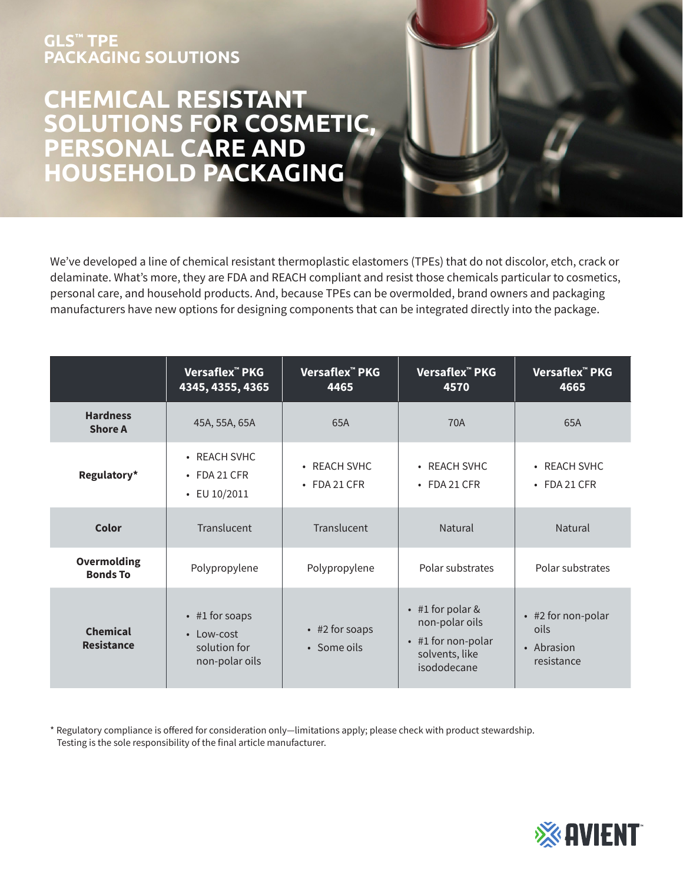GLS™ TPE
PACKAGING SOLUTIONS

# CHEMICAL RESISTANT SOLUTIONS FOR COSMETIC, PERSONAL CARE AND HOUSEHOLD PACKAGING

We've developed a line of chemical resistant thermoplastic elastomers (TPEs) that do not discolor, etch, crack or delaminate. What's more, they are FDA and REACH compliant and resist those chemicals particular to cosmetics, personal care, and household products. And, because TPEs can be overmolded, brand owners and packaging manufacturers have new options for designing components that can be integrated directly into the package.

| | Versaflex™ PKG 4345, 4355, 4365 | Versaflex™ PKG 4465 | Versaflex™ PKG 4570 | Versaflex™ PKG 4665 |
|---|---|---|---|---|
| **Hardness Shore A** | 45A, 55A, 65A | 65A | 70A | 65A |
| **Regulatory*** | • REACH SVHC<br>• FDA 21 CFR<br>• EU 10/2011 | • REACH SVHC<br>• FDA 21 CFR | • REACH SVHC<br>• FDA 21 CFR | • REACH SVHC<br>• FDA 21 CFR |
| **Color** | Translucent | Translucent | Natural | Natural |
| **Overmolding Bonds To** | Polypropylene | Polypropylene | Polar substrates | Polar substrates |
| **Chemical Resistance** | • #1 for soaps<br>• Low-cost solution for non-polar oils | • #2 for soaps<br>• Some oils | • #1 for polar & non-polar oils<br>• #1 for non-polar solvents, like isododecane | • #2 for non-polar oils<br>• Abrasion resistance |

* Regulatory compliance is offered for consideration only—limitations apply; please check with product stewardship. Testing is the sole responsibility of the final article manufacturer.

AVIENT™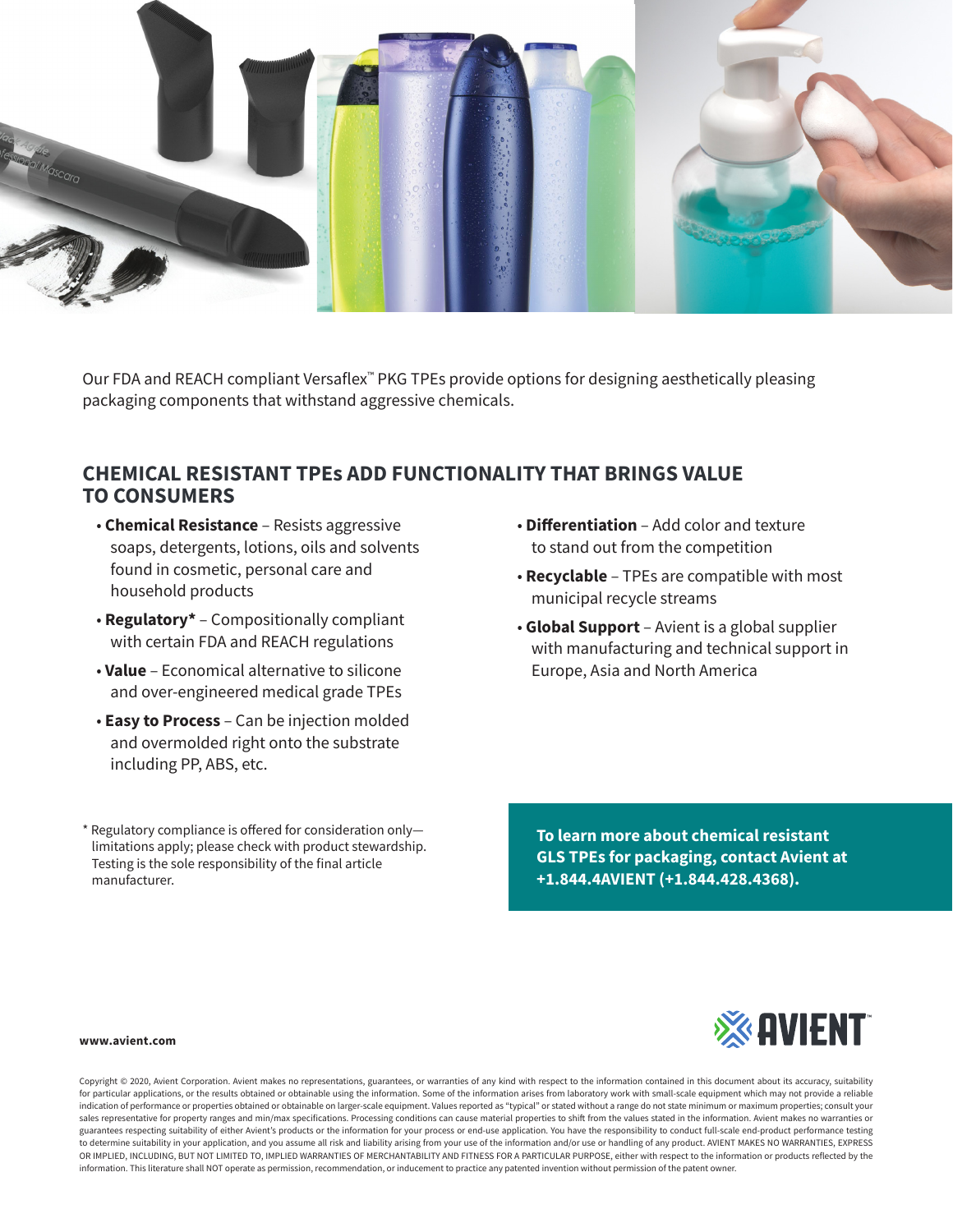Our FDA and REACH compliant Versaflex™ PKG TPEs provide options for designing aesthetically pleasing packaging components that withstand aggressive chemicals.

## CHEMICAL RESISTANT TPEs ADD FUNCTIONALITY THAT BRINGS VALUE TO CONSUMERS

- **Chemical Resistance** – Resists aggressive soaps, detergents, lotions, oils and solvents found in cosmetic, personal care and household products
- **Regulatory*** – Compositionally compliant with certain FDA and REACH regulations
- **Value** – Economical alternative to silicone and over-engineered medical grade TPEs
- **Easy to Process** – Can be injection molded and overmolded right onto the substrate including PP, ABS, etc.
- **Differentiation** – Add color and texture to stand out from the competition
- **Recyclable** – TPEs are compatible with most municipal recycle streams
- **Global Support** – Avient is a global supplier with manufacturing and technical support in Europe, Asia and North America

* Regulatory compliance is offered for consideration only—limitations apply; please check with product stewardship. Testing is the sole responsibility of the final article manufacturer.

**To learn more about chemical resistant GLS TPEs for packaging, contact Avient at +1.844.4AVIENT (+1.844.428.4368).**

**www.avient.com**

Copyright © 2020, Avient Corporation. Avient makes no representations, guarantees, or warranties of any kind with respect to the information contained in this document about its accuracy, suitability for particular applications, or the results obtained or obtainable using the information. Some of the information arises from laboratory work with small-scale equipment which may not provide a reliable indication of performance or properties obtained or obtainable on larger-scale equipment. Values reported as "typical" or stated without a range do not state minimum or maximum properties; consult your sales representative for property ranges and min/max specifications. Processing conditions can cause material properties to shift from the values stated in the information. Avient makes no warranties or guarantees respecting suitability of either Avient's products or the information for your process or end-use application. You have the responsibility to conduct full-scale end-product performance testing to determine suitability in your application, and you assume all risk and liability arising from your use of the information and/or use or handling of any product. AVIENT MAKES NO WARRANTIES, EXPRESS OR IMPLIED, INCLUDING, BUT NOT LIMITED TO, IMPLIED WARRANTIES OF MERCHANTABILITY AND FITNESS FOR A PARTICULAR PURPOSE, either with respect to the information or products reflected by the information. This literature shall NOT operate as permission, recommendation, or inducement to practice any patented invention without permission of the patent owner.